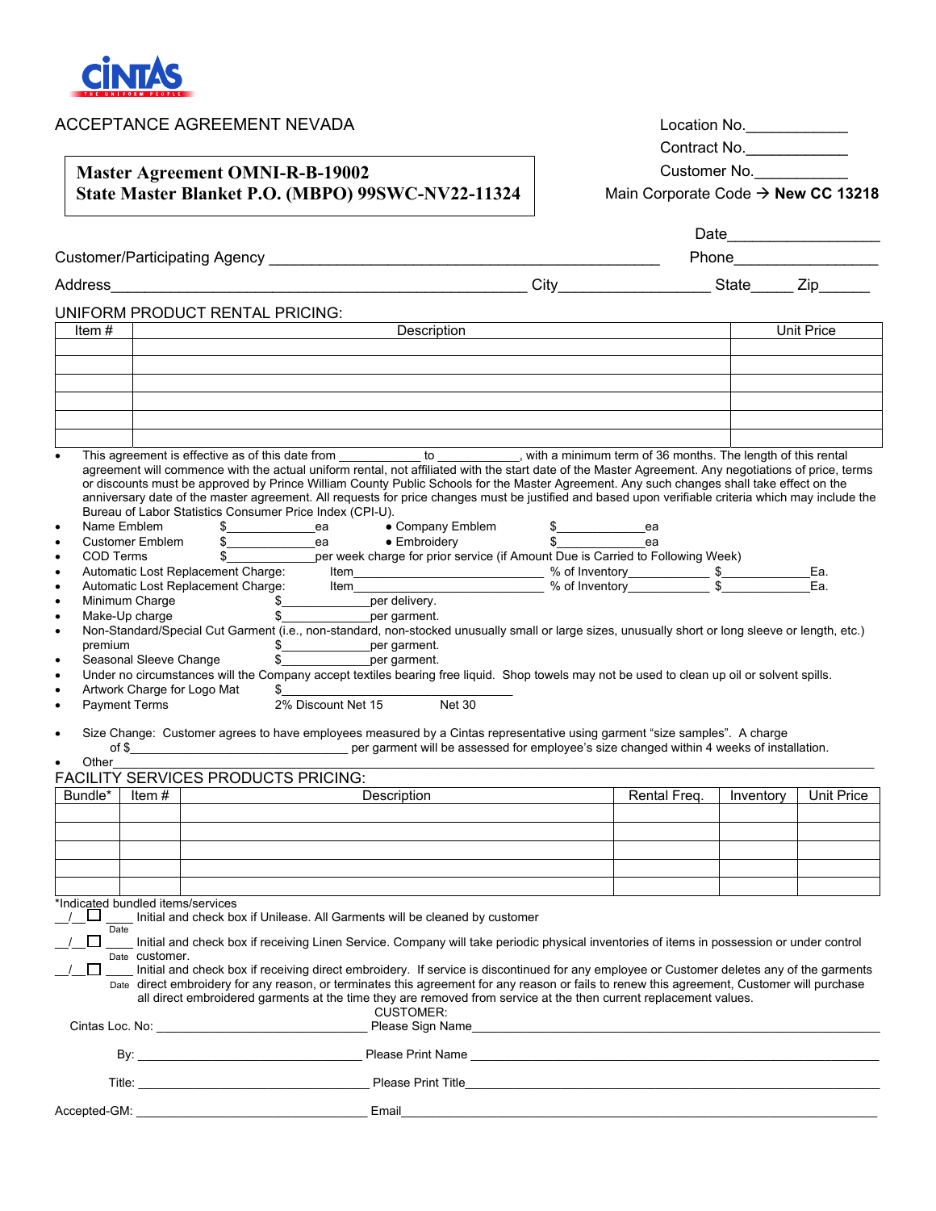CINTAS
THE UNIFORM PEOPLE

ACCEPTANCE AGREEMENT NEVADA

**Master Agreement OMNI-R-B-19002**
**State Master Blanket P.O. (MBPO) 99SWC-NV22-11324**

Location No.____________
Contract No.____________
Customer No.___________
Main Corporate Code → **New CC 13218**

Date__________________

Customer/Participating Agency _____________________________________________ Phone________________

Address_______________________________________________ City_________________ State_____ Zip______

UNIFORM PRODUCT RENTAL PRICING:

| Item # | Description | Unit Price |
|---|---|---|
| | | |
| | | |
| | | |
| | | |
| | | |
| | | |

- This agreement is effective as of this date from ___________ to ___________, with a minimum term of 36 months. The length of this rental agreement will commence with the actual uniform rental, not affiliated with the start date of the Master Agreement. Any negotiations of price, terms or discounts must be approved by Prince William County Public Schools for the Master Agreement. Any such changes shall take effect on the anniversary date of the master agreement. All requests for price changes must be justified and based upon verifiable criteria which may include the Bureau of Labor Statistics Consumer Price Index (CPI-U).
- Name Emblem $____________ea • Company Emblem $____________ea
- Customer Emblem $____________ea • Embroidery $____________ea
- COD Terms $____________per week charge for prior service (if Amount Due is Carried to Following Week)
- Automatic Lost Replacement Charge: Item______________________ % of Inventory___________ $____________Ea.
- Automatic Lost Replacement Charge: Item______________________ % of Inventory___________ $____________Ea.
- Minimum Charge $____________per delivery.
- Make-Up charge $____________per garment.
- Non-Standard/Special Cut Garment (i.e., non-standard, non-stocked unusually small or large sizes, unusually short or long sleeve or length, etc.) premium $____________per garment.
- Seasonal Sleeve Change $____________per garment.
- Under no circumstances will the Company accept textiles bearing free liquid. Shop towels may not be used to clean up oil or solvent spills.
- Artwork Charge for Logo Mat $________________________
- Payment Terms 2% Discount Net 15 Net 30
- Size Change: Customer agrees to have employees measured by a Cintas representative using garment "size samples". A charge of $_________________________ per garment will be assessed for employee's size changed within 4 weeks of installation.
- Other_____________________________________________________________________________

FACILITY SERVICES PRODUCTS PRICING:

| Bundle* | Item # | Description | Rental Freq. | Inventory | Unit Price |
|---|---|---|---|---|---|
| | | | | | |
| | | | | | |
| | | | | | |
| | | | | | |
| | | | | | |

*Indicated bundled items/services

__/__ ☐ ____ Initial and check box if Unilease. All Garments will be cleaned by customer
Date

__/__ ☐ ____ Initial and check box if receiving Linen Service. Company will take periodic physical inventories of items in possession or under control
Date customer.

__/__ ☐ ____ Initial and check box if receiving direct embroidery. If service is discontinued for any employee or Customer deletes any of the garments
Date direct embroidery for any reason, or terminates this agreement for any reason or fails to renew this agreement, Customer will purchase all direct embroidered garments at the time they are removed from service at the then current replacement values.

CUSTOMER:

Cintas Loc. No: ____________________________ Please Sign Name______________________________________

By: ____________________________ Please Print Name ______________________________________

Title: ____________________________ Please Print Title______________________________________

Accepted-GM: ____________________________ Email______________________________________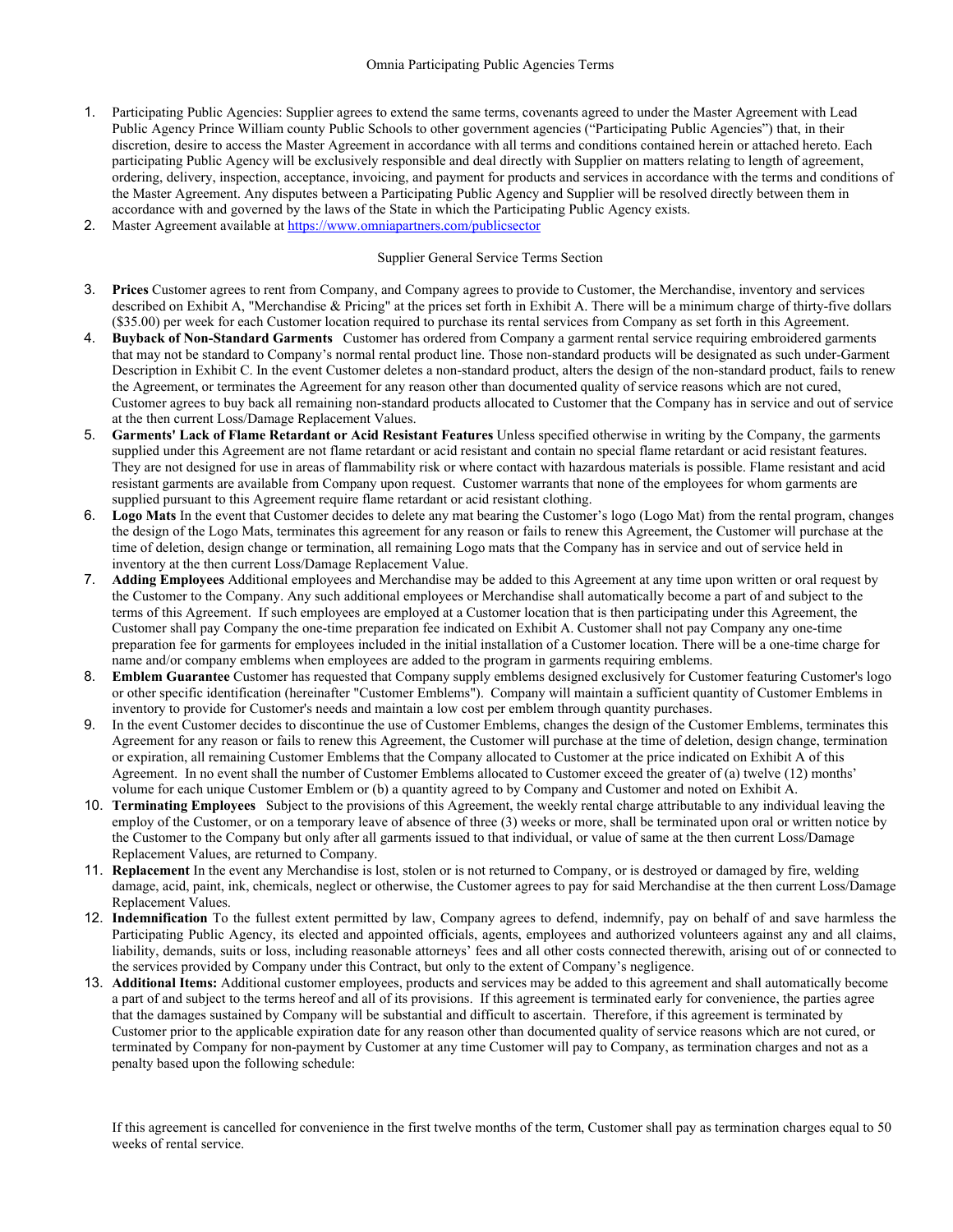Omnia Participating Public Agencies Terms

1. Participating Public Agencies: Supplier agrees to extend the same terms, covenants agreed to under the Master Agreement with Lead Public Agency Prince William county Public Schools to other government agencies ("Participating Public Agencies") that, in their discretion, desire to access the Master Agreement in accordance with all terms and conditions contained herein or attached hereto. Each participating Public Agency will be exclusively responsible and deal directly with Supplier on matters relating to length of agreement, ordering, delivery, inspection, acceptance, invoicing, and payment for products and services in accordance with the terms and conditions of the Master Agreement. Any disputes between a Participating Public Agency and Supplier will be resolved directly between them in accordance with and governed by the laws of the State in which the Participating Public Agency exists.
2. Master Agreement available at https://www.omniapartners.com/publicsector

Supplier General Service Terms Section

3. **Prices** Customer agrees to rent from Company, and Company agrees to provide to Customer, the Merchandise, inventory and services described on Exhibit A, "Merchandise & Pricing" at the prices set forth in Exhibit A. There will be a minimum charge of thirty-five dollars ($35.00) per week for each Customer location required to purchase its rental services from Company as set forth in this Agreement.
4. **Buyback of Non-Standard Garments** Customer has ordered from Company a garment rental service requiring embroidered garments that may not be standard to Company's normal rental product line. Those non-standard products will be designated as such under-Garment Description in Exhibit C. In the event Customer deletes a non-standard product, alters the design of the non-standard product, fails to renew the Agreement, or terminates the Agreement for any reason other than documented quality of service reasons which are not cured, Customer agrees to buy back all remaining non-standard products allocated to Customer that the Company has in service and out of service at the then current Loss/Damage Replacement Values.
5. **Garments' Lack of Flame Retardant or Acid Resistant Features** Unless specified otherwise in writing by the Company, the garments supplied under this Agreement are not flame retardant or acid resistant and contain no special flame retardant or acid resistant features. They are not designed for use in areas of flammability risk or where contact with hazardous materials is possible. Flame resistant and acid resistant garments are available from Company upon request. Customer warrants that none of the employees for whom garments are supplied pursuant to this Agreement require flame retardant or acid resistant clothing.
6. **Logo Mats** In the event that Customer decides to delete any mat bearing the Customer's logo (Logo Mat) from the rental program, changes the design of the Logo Mats, terminates this agreement for any reason or fails to renew this Agreement, the Customer will purchase at the time of deletion, design change or termination, all remaining Logo mats that the Company has in service and out of service held in inventory at the then current Loss/Damage Replacement Value.
7. **Adding Employees** Additional employees and Merchandise may be added to this Agreement at any time upon written or oral request by the Customer to the Company. Any such additional employees or Merchandise shall automatically become a part of and subject to the terms of this Agreement. If such employees are employed at a Customer location that is then participating under this Agreement, the Customer shall pay Company the one-time preparation fee indicated on Exhibit A. Customer shall not pay Company any one-time preparation fee for garments for employees included in the initial installation of a Customer location. There will be a one-time charge for name and/or company emblems when employees are added to the program in garments requiring emblems.
8. **Emblem Guarantee** Customer has requested that Company supply emblems designed exclusively for Customer featuring Customer's logo or other specific identification (hereinafter "Customer Emblems"). Company will maintain a sufficient quantity of Customer Emblems in inventory to provide for Customer's needs and maintain a low cost per emblem through quantity purchases.
9. In the event Customer decides to discontinue the use of Customer Emblems, changes the design of the Customer Emblems, terminates this Agreement for any reason or fails to renew this Agreement, the Customer will purchase at the time of deletion, design change, termination or expiration, all remaining Customer Emblems that the Company allocated to Customer at the price indicated on Exhibit A of this Agreement. In no event shall the number of Customer Emblems allocated to Customer exceed the greater of (a) twelve (12) months' volume for each unique Customer Emblem or (b) a quantity agreed to by Company and Customer and noted on Exhibit A.
10. **Terminating Employees** Subject to the provisions of this Agreement, the weekly rental charge attributable to any individual leaving the employ of the Customer, or on a temporary leave of absence of three (3) weeks or more, shall be terminated upon oral or written notice by the Customer to the Company but only after all garments issued to that individual, or value of same at the then current Loss/Damage Replacement Values, are returned to Company.
11. **Replacement** In the event any Merchandise is lost, stolen or is not returned to Company, or is destroyed or damaged by fire, welding damage, acid, paint, ink, chemicals, neglect or otherwise, the Customer agrees to pay for said Merchandise at the then current Loss/Damage Replacement Values.
12. **Indemnification** To the fullest extent permitted by law, Company agrees to defend, indemnify, pay on behalf of and save harmless the Participating Public Agency, its elected and appointed officials, agents, employees and authorized volunteers against any and all claims, liability, demands, suits or loss, including reasonable attorneys' fees and all other costs connected therewith, arising out of or connected to the services provided by Company under this Contract, but only to the extent of Company's negligence.
13. **Additional Items:** Additional customer employees, products and services may be added to this agreement and shall automatically become a part of and subject to the terms hereof and all of its provisions. If this agreement is terminated early for convenience, the parties agree that the damages sustained by Company will be substantial and difficult to ascertain. Therefore, if this agreement is terminated by Customer prior to the applicable expiration date for any reason other than documented quality of service reasons which are not cured, or terminated by Company for non-payment by Customer at any time Customer will pay to Company, as termination charges and not as a penalty based upon the following schedule:

If this agreement is cancelled for convenience in the first twelve months of the term, Customer shall pay as termination charges equal to 50 weeks of rental service.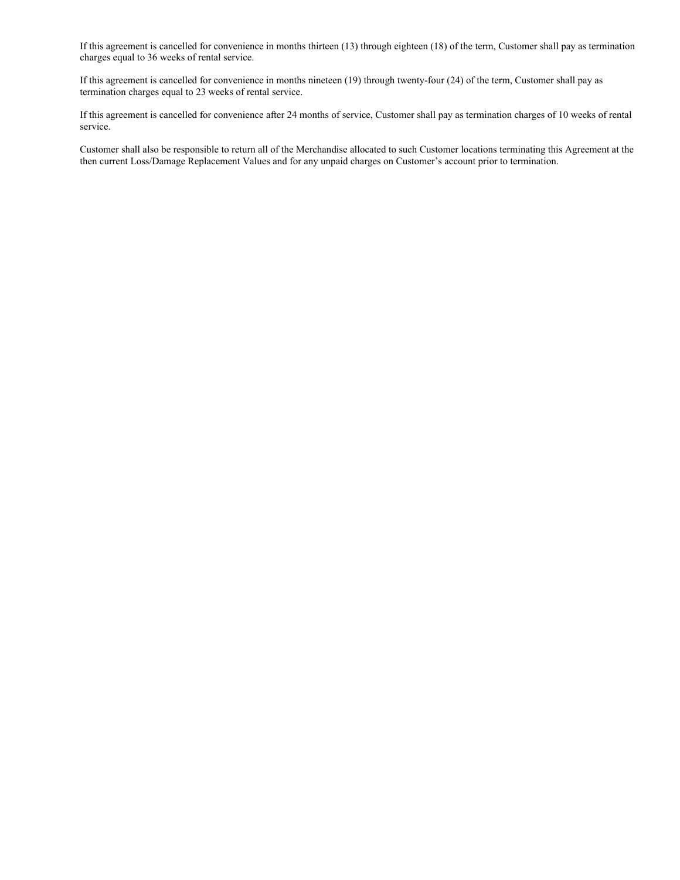If this agreement is cancelled for convenience in months thirteen (13) through eighteen (18) of the term, Customer shall pay as termination charges equal to 36 weeks of rental service.

If this agreement is cancelled for convenience in months nineteen (19) through twenty-four (24) of the term, Customer shall pay as termination charges equal to 23 weeks of rental service.

If this agreement is cancelled for convenience after 24 months of service, Customer shall pay as termination charges of 10 weeks of rental service.

Customer shall also be responsible to return all of the Merchandise allocated to such Customer locations terminating this Agreement at the then current Loss/Damage Replacement Values and for any unpaid charges on Customer's account prior to termination.